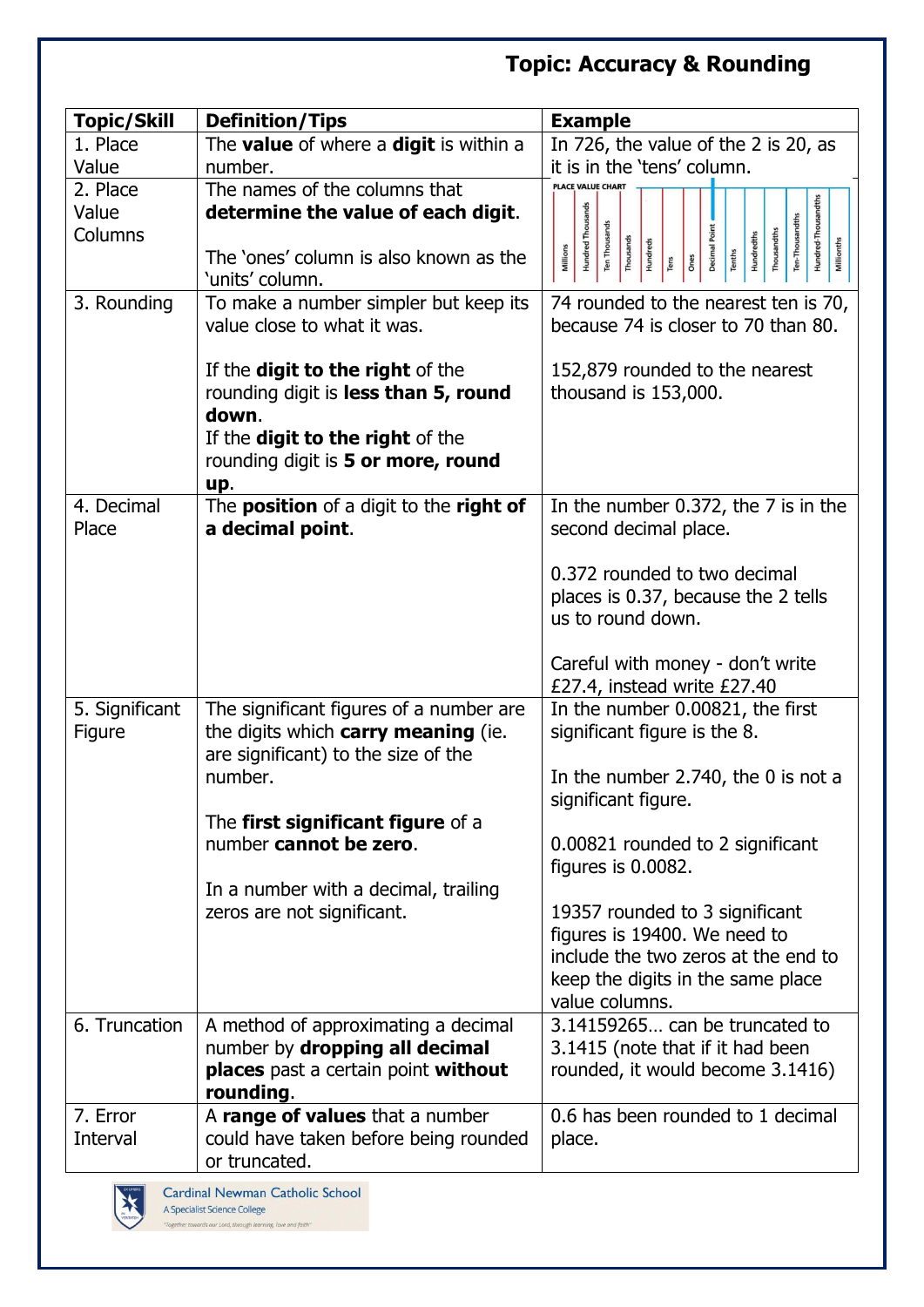# Topic: Accuracy & Rounding

| Topic/Skill | Definition/Tips | Example |
|---|---|---|
| 1. Place Value | The **value** of where a **digit** is within a number. | In 726, the value of the 2 is 20, as it is in the 'tens' column. |
| 2. Place Value Columns | The names of the columns that **determine the value of each digit**.<br><br>The 'ones' column is also known as the 'units' column. | PLACE VALUE CHART: Millions, Hundred Thousands, Ten Thousands, Thousands, Hundreds, Tens, Ones, Decimal Point, Tenths, Hundredths, Thousandths, Ten-Thousandths, Hundred-Thousandths, Millionths |
| 3. Rounding | To make a number simpler but keep its value close to what it was.<br><br>If the **digit to the right** of the rounding digit is **less than 5, round down**.<br>If the **digit to the right** of the rounding digit is **5 or more, round up**. | 74 rounded to the nearest ten is 70, because 74 is closer to 70 than 80.<br><br>152,879 rounded to the nearest thousand is 153,000. |
| 4. Decimal Place | The **position** of a digit to the **right of a decimal point**. | In the number 0.372, the 7 is in the second decimal place.<br><br>0.372 rounded to two decimal places is 0.37, because the 2 tells us to round down.<br><br>Careful with money - don't write £27.4, instead write £27.40 |
| 5. Significant Figure | The significant figures of a number are the digits which **carry meaning** (ie. are significant) to the size of the number.<br><br>The **first significant figure** of a number **cannot be zero**.<br><br>In a number with a decimal, trailing zeros are not significant. | In the number 0.00821, the first significant figure is the 8.<br><br>In the number 2.740, the 0 is not a significant figure.<br><br>0.00821 rounded to 2 significant figures is 0.0082.<br><br>19357 rounded to 3 significant figures is 19400. We need to include the two zeros at the end to keep the digits in the same place value columns. |
| 6. Truncation | A method of approximating a decimal number by **dropping all decimal places** past a certain point **without rounding**. | 3.14159265… can be truncated to 3.1415 (note that if it had been rounded, it would become 3.1416) |
| 7. Error Interval | A **range of values** that a number could have taken before being rounded or truncated. | 0.6 has been rounded to 1 decimal place. |

Cardinal Newman Catholic School
A Specialist Science College
"Together towards our Lord, through learning, love and faith"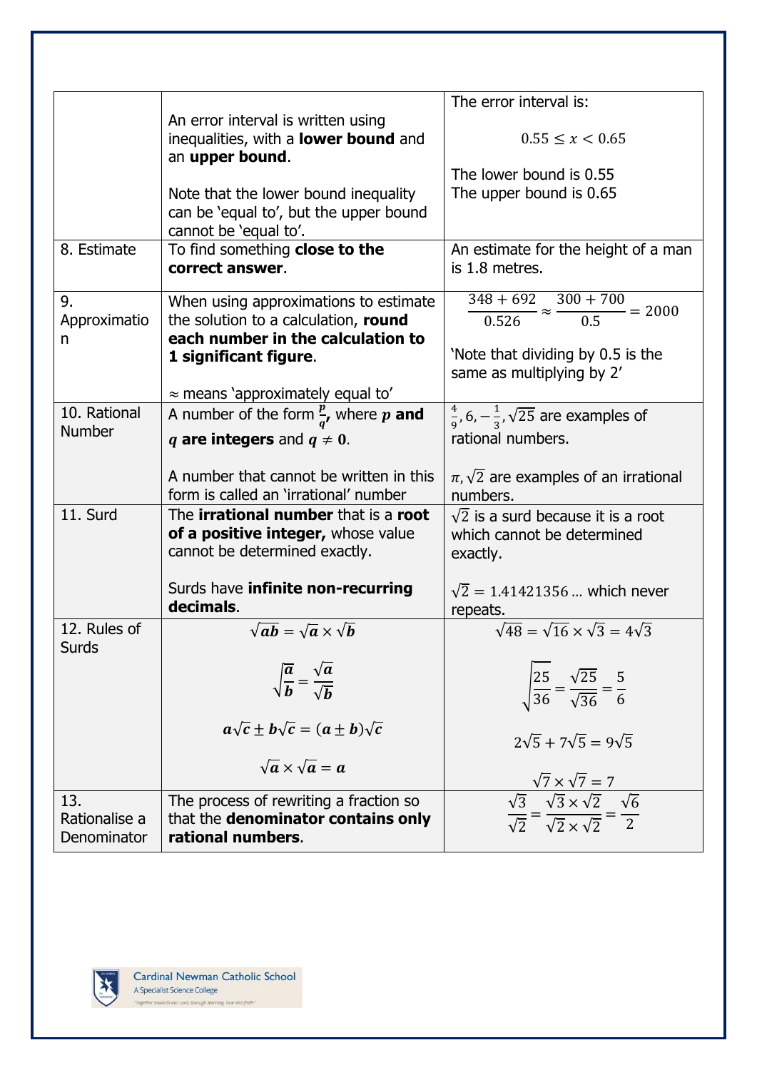| | | |
|---|---|---|
| | An error interval is written using inequalities, with a **lower bound** and an **upper bound**.<br><br>Note that the lower bound inequality can be 'equal to', but the upper bound cannot be 'equal to'. | The error interval is:<br><br>$0.55 \leq x < 0.65$<br><br>The lower bound is 0.55<br>The upper bound is 0.65 |
| 8. Estimate | To find something **close to the correct answer**. | An estimate for the height of a man is 1.8 metres. |
| 9. Approximation | When using approximations to estimate the solution to a calculation, **round each number in the calculation to 1 significant figure**.<br><br>≈ means 'approximately equal to' | $\frac{348 + 692}{0.526} \approx \frac{300 + 700}{0.5} = 2000$<br><br>'Note that dividing by 0.5 is the same as multiplying by 2' |
| 10. Rational Number | A number of the form $\frac{p}{q}$, where $p$ **and** $q$ **are integers** and $q \neq 0$.<br><br>A number that cannot be written in this form is called an 'irrational' number | $\frac{4}{9}, 6, -\frac{1}{3}, \sqrt{25}$ are examples of rational numbers.<br><br>$\pi, \sqrt{2}$ are examples of an irrational numbers. |
| 11. Surd | The **irrational number** that is a **root of a positive integer,** whose value cannot be determined exactly.<br><br>Surds have **infinite non-recurring decimals**. | $\sqrt{2}$ is a surd because it is a root which cannot be determined exactly.<br><br>$\sqrt{2} = 1.41421356\ldots$ which never repeats. |
| 12. Rules of Surds | $\sqrt{ab} = \sqrt{a} \times \sqrt{b}$<br><br>$\sqrt{\frac{a}{b}} = \frac{\sqrt{a}}{\sqrt{b}}$<br><br>$a\sqrt{c} \pm b\sqrt{c} = (a \pm b)\sqrt{c}$<br><br>$\sqrt{a} \times \sqrt{a} = a$ | $\sqrt{48} = \sqrt{16} \times \sqrt{3} = 4\sqrt{3}$<br><br>$\sqrt{\frac{25}{36}} = \frac{\sqrt{25}}{\sqrt{36}} = \frac{5}{6}$<br><br>$2\sqrt{5} + 7\sqrt{5} = 9\sqrt{5}$<br><br>$\sqrt{7} \times \sqrt{7} = 7$ |
| 13. Rationalise a Denominator | The process of rewriting a fraction so that the **denominator contains only rational numbers**. | $\frac{\sqrt{3}}{\sqrt{2}} = \frac{\sqrt{3} \times \sqrt{2}}{\sqrt{2} \times \sqrt{2}} = \frac{\sqrt{6}}{2}$ |

Cardinal Newman Catholic School
A Specialist Science College
"Together towards our Lord, through learning, love and faith"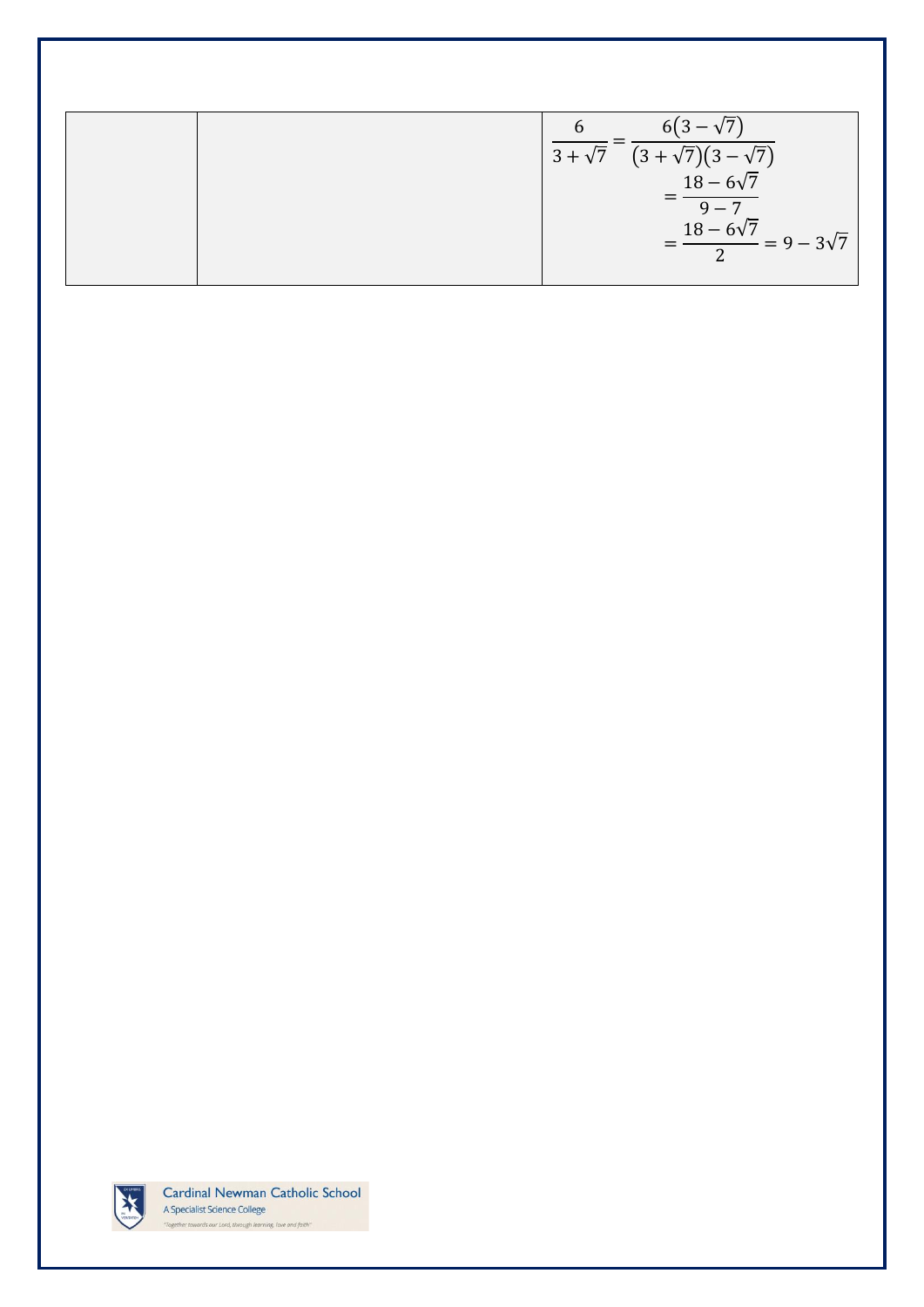| | | |
|---|---|---|
| | | $\frac{6}{3+\sqrt{7}} = \frac{6(3-\sqrt{7})}{(3+\sqrt{7})(3-\sqrt{7})}$ $= \frac{18-6\sqrt{7}}{9-7}$ $= \frac{18-6\sqrt{7}}{2} = 9-3\sqrt{7}$ |

Cardinal Newman Catholic School
A Specialist Science College
"Together towards our Lord, through learning, love and faith"